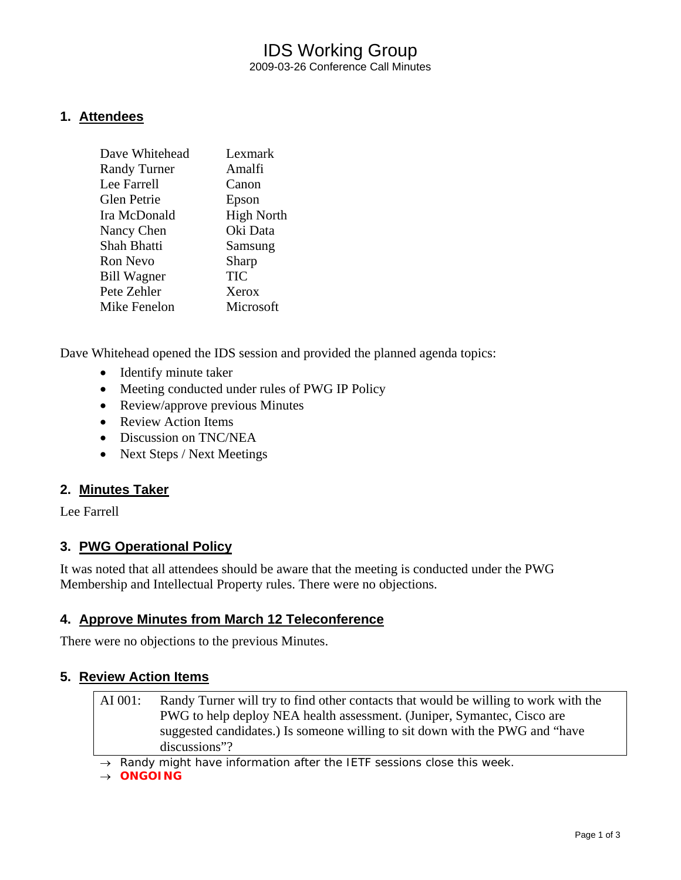# IDS Working Group

2009-03-26 Conference Call Minutes

## 1. Attendees

| | |
|---|---|
| Dave Whitehead | Lexmark |
| Randy Turner | Amalfi |
| Lee Farrell | Canon |
| Glen Petrie | Epson |
| Ira McDonald | High North |
| Nancy Chen | Oki Data |
| Shah Bhatti | Samsung |
| Ron Nevo | Sharp |
| Bill Wagner | TIC |
| Pete Zehler | Xerox |
| Mike Fenelon | Microsoft |

Dave Whitehead opened the IDS session and provided the planned agenda topics:

- Identify minute taker
- Meeting conducted under rules of PWG IP Policy
- Review/approve previous Minutes
- Review Action Items
- Discussion on TNC/NEA
- Next Steps / Next Meetings

## 2. Minutes Taker

Lee Farrell

## 3. PWG Operational Policy

It was noted that all attendees should be aware that the meeting is conducted under the PWG Membership and Intellectual Property rules. There were no objections.

## 4. Approve Minutes from March 12 Teleconference

There were no objections to the previous Minutes.

## 5. Review Action Items

| | |
|---|---|
| AI 001: | Randy Turner will try to find other contacts that would be willing to work with the PWG to help deploy NEA health assessment. (Juniper, Symantec, Cisco are suggested candidates.) Is someone willing to sit down with the PWG and "have discussions"? |

→ Randy might have information after the IETF sessions close this week.

→ **ONGOING**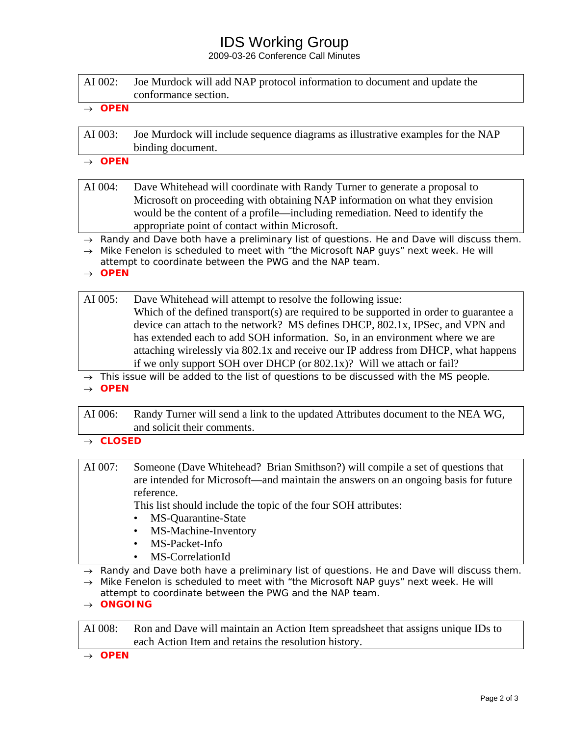# IDS Working Group

2009-03-26 Conference Call Minutes

| AI 002: | Joe Murdock will add NAP protocol information to document and update the conformance section. |
|---|---|

→ **OPEN**

| AI 003: | Joe Murdock will include sequence diagrams as illustrative examples for the NAP binding document. |
|---|---|

→ **OPEN**

| AI 004: | Dave Whitehead will coordinate with Randy Turner to generate a proposal to Microsoft on proceeding with obtaining NAP information on what they envision would be the content of a profile—including remediation. Need to identify the appropriate point of contact within Microsoft. |
|---|---|

→ Randy and Dave both have a preliminary list of questions. He and Dave will discuss them.

→ Mike Fenelon is scheduled to meet with "the Microsoft NAP guys" next week. He will attempt to coordinate between the PWG and the NAP team.

→ **OPEN**

| AI 005: | Dave Whitehead will attempt to resolve the following issue: Which of the defined transport(s) are required to be supported in order to guarantee a device can attach to the network? MS defines DHCP, 802.1x, IPSec, and VPN and has extended each to add SOH information. So, in an environment where we are attaching wirelessly via 802.1x and receive our IP address from DHCP, what happens if we only support SOH over DHCP (or 802.1x)? Will we attach or fail? |
|---|---|

→ This issue will be added to the list of questions to be discussed with the MS people.

→ **OPEN**

| AI 006: | Randy Turner will send a link to the updated Attributes document to the NEA WG, and solicit their comments. |
|---|---|

→ **CLOSED**

| AI 007: | Someone (Dave Whitehead? Brian Smithson?) will compile a set of questions that are intended for Microsoft—and maintain the answers on an ongoing basis for future reference.<br>This list should include the topic of the four SOH attributes:<br>• MS-Quarantine-State<br>• MS-Machine-Inventory<br>• MS-Packet-Info<br>• MS-CorrelationId |
|---|---|

→ Randy and Dave both have a preliminary list of questions. He and Dave will discuss them.

→ Mike Fenelon is scheduled to meet with "the Microsoft NAP guys" next week. He will attempt to coordinate between the PWG and the NAP team.

→ **ONGOING**

| AI 008: | Ron and Dave will maintain an Action Item spreadsheet that assigns unique IDs to each Action Item and retains the resolution history. |
|---|---|

→ **OPEN**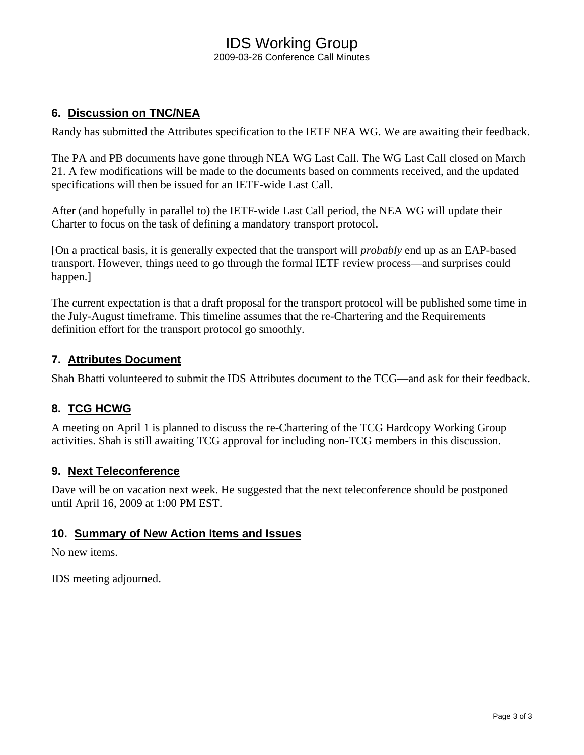## 6. Discussion on TNC/NEA

Randy has submitted the Attributes specification to the IETF NEA WG. We are awaiting their feedback.

The PA and PB documents have gone through NEA WG Last Call. The WG Last Call closed on March 21. A few modifications will be made to the documents based on comments received, and the updated specifications will then be issued for an IETF-wide Last Call.

After (and hopefully in parallel to) the IETF-wide Last Call period, the NEA WG will update their Charter to focus on the task of defining a mandatory transport protocol.

[On a practical basis, it is generally expected that the transport will *probably* end up as an EAP-based transport. However, things need to go through the formal IETF review process—and surprises could happen.]

The current expectation is that a draft proposal for the transport protocol will be published some time in the July-August timeframe. This timeline assumes that the re-Chartering and the Requirements definition effort for the transport protocol go smoothly.

## 7. Attributes Document

Shah Bhatti volunteered to submit the IDS Attributes document to the TCG—and ask for their feedback.

## 8. TCG HCWG

A meeting on April 1 is planned to discuss the re-Chartering of the TCG Hardcopy Working Group activities. Shah is still awaiting TCG approval for including non-TCG members in this discussion.

## 9. Next Teleconference

Dave will be on vacation next week. He suggested that the next teleconference should be postponed until April 16, 2009 at 1:00 PM EST.

## 10. Summary of New Action Items and Issues

No new items.

IDS meeting adjourned.